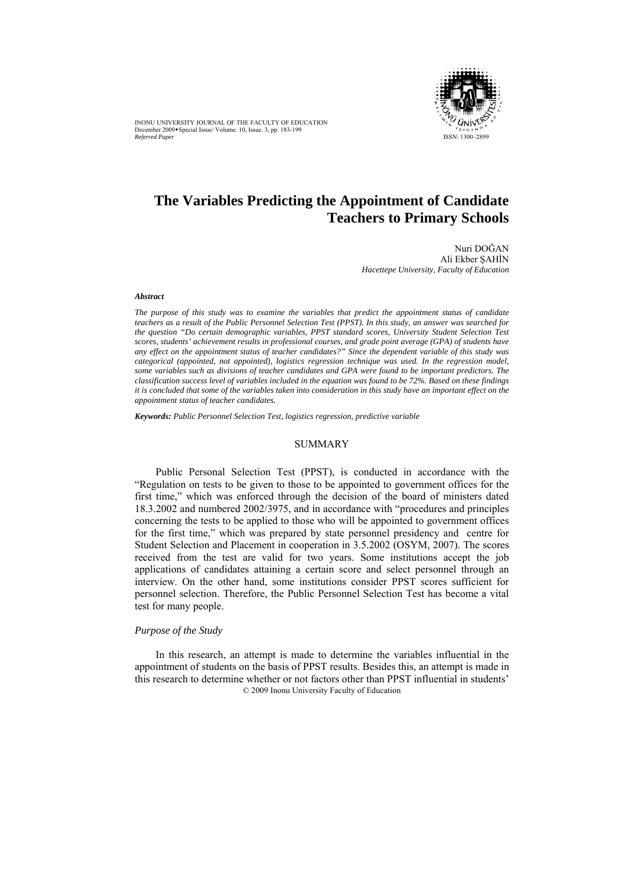# The Variables Predicting the Appointment of Candidate Teachers to Primary Schools

Nuri DOĞAN
Ali Ekber ŞAHİN
*Hacettepe University, Faculty of Education*

***Abstract***

*The purpose of this study was to examine the variables that predict the appointment status of candidate teachers as a result of the Public Personnel Selection Test (PPST). In this study, an answer was searched for the question "Do certain demographic variables, PPST standard scores, University Student Selection Test scores, students' achievement results in professional courses, and grade point average (GPA) of students have any effect on the appointment status of teacher candidates?" Since the dependent variable of this study was categorical (appointed, not appointed), logistics regression technique was used. In the regression model, some variables such as divisions of teacher candidates and GPA were found to be important predictors. The classification success level of variables included in the equation was found to be 72%. Based on these findings it is concluded that some of the variables taken into consideration in this study have an important effect on the appointment status of teacher candidates.*

***Keywords:*** *Public Personnel Selection Test, logistics regression, predictive variable*

## SUMMARY

Public Personal Selection Test (PPST), is conducted in accordance with the "Regulation on tests to be given to those to be appointed to government offices for the first time," which was enforced through the decision of the board of ministers dated 18.3.2002 and numbered 2002/3975, and in accordance with "procedures and principles concerning the tests to be applied to those who will be appointed to government offices for the first time," which was prepared by state personnel presidency and centre for Student Selection and Placement in cooperation in 3.5.2002 (OSYM, 2007). The scores received from the test are valid for two years. Some institutions accept the job applications of candidates attaining a certain score and select personnel through an interview. On the other hand, some institutions consider PPST scores sufficient for personnel selection. Therefore, the Public Personnel Selection Test has become a vital test for many people.

### *Purpose of the Study*

In this research, an attempt is made to determine the variables influential in the appointment of students on the basis of PPST results. Besides this, an attempt is made in this research to determine whether or not factors other than PPST influential in students'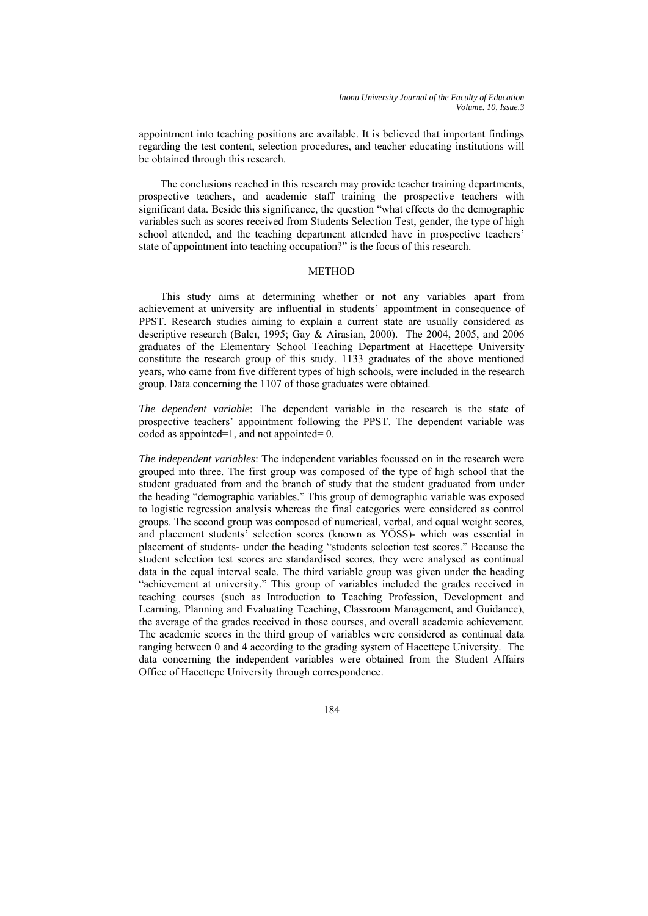appointment into teaching positions are available. It is believed that important findings regarding the test content, selection procedures, and teacher educating institutions will be obtained through this research.

The conclusions reached in this research may provide teacher training departments, prospective teachers, and academic staff training the prospective teachers with significant data. Beside this significance, the question "what effects do the demographic variables such as scores received from Students Selection Test, gender, the type of high school attended, and the teaching department attended have in prospective teachers' state of appointment into teaching occupation?" is the focus of this research.

## METHOD

This study aims at determining whether or not any variables apart from achievement at university are influential in students' appointment in consequence of PPST. Research studies aiming to explain a current state are usually considered as descriptive research (Balcı, 1995; Gay & Airasian, 2000). The 2004, 2005, and 2006 graduates of the Elementary School Teaching Department at Hacettepe University constitute the research group of this study. 1133 graduates of the above mentioned years, who came from five different types of high schools, were included in the research group. Data concerning the 1107 of those graduates were obtained.

*The dependent variable*: The dependent variable in the research is the state of prospective teachers' appointment following the PPST. The dependent variable was coded as appointed=1, and not appointed= 0.

*The independent variables*: The independent variables focussed on in the research were grouped into three. The first group was composed of the type of high school that the student graduated from and the branch of study that the student graduated from under the heading "demographic variables." This group of demographic variable was exposed to logistic regression analysis whereas the final categories were considered as control groups. The second group was composed of numerical, verbal, and equal weight scores, and placement students' selection scores (known as YÖSS)- which was essential in placement of students- under the heading "students selection test scores." Because the student selection test scores are standardised scores, they were analysed as continual data in the equal interval scale. The third variable group was given under the heading "achievement at university." This group of variables included the grades received in teaching courses (such as Introduction to Teaching Profession, Development and Learning, Planning and Evaluating Teaching, Classroom Management, and Guidance), the average of the grades received in those courses, and overall academic achievement. The academic scores in the third group of variables were considered as continual data ranging between 0 and 4 according to the grading system of Hacettepe University. The data concerning the independent variables were obtained from the Student Affairs Office of Hacettepe University through correspondence.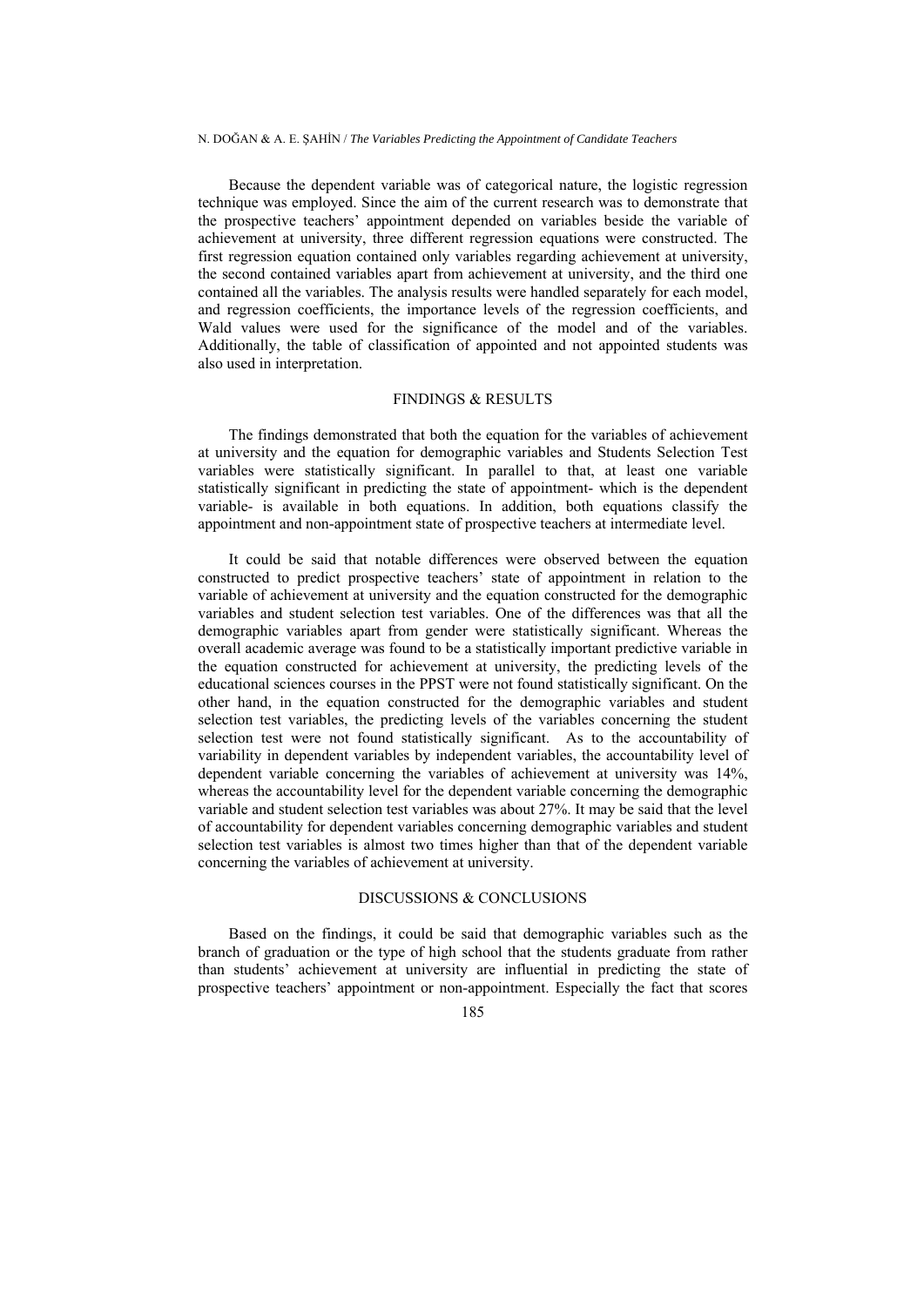Because the dependent variable was of categorical nature, the logistic regression technique was employed. Since the aim of the current research was to demonstrate that the prospective teachers' appointment depended on variables beside the variable of achievement at university, three different regression equations were constructed. The first regression equation contained only variables regarding achievement at university, the second contained variables apart from achievement at university, and the third one contained all the variables. The analysis results were handled separately for each model, and regression coefficients, the importance levels of the regression coefficients, and Wald values were used for the significance of the model and of the variables. Additionally, the table of classification of appointed and not appointed students was also used in interpretation.

## FINDINGS & RESULTS

The findings demonstrated that both the equation for the variables of achievement at university and the equation for demographic variables and Students Selection Test variables were statistically significant. In parallel to that, at least one variable statistically significant in predicting the state of appointment- which is the dependent variable- is available in both equations. In addition, both equations classify the appointment and non-appointment state of prospective teachers at intermediate level.

It could be said that notable differences were observed between the equation constructed to predict prospective teachers' state of appointment in relation to the variable of achievement at university and the equation constructed for the demographic variables and student selection test variables. One of the differences was that all the demographic variables apart from gender were statistically significant. Whereas the overall academic average was found to be a statistically important predictive variable in the equation constructed for achievement at university, the predicting levels of the educational sciences courses in the PPST were not found statistically significant. On the other hand, in the equation constructed for the demographic variables and student selection test variables, the predicting levels of the variables concerning the student selection test were not found statistically significant. As to the accountability of variability in dependent variables by independent variables, the accountability level of dependent variable concerning the variables of achievement at university was 14%, whereas the accountability level for the dependent variable concerning the demographic variable and student selection test variables was about 27%. It may be said that the level of accountability for dependent variables concerning demographic variables and student selection test variables is almost two times higher than that of the dependent variable concerning the variables of achievement at university.

## DISCUSSIONS & CONCLUSIONS

Based on the findings, it could be said that demographic variables such as the branch of graduation or the type of high school that the students graduate from rather than students' achievement at university are influential in predicting the state of prospective teachers' appointment or non-appointment. Especially the fact that scores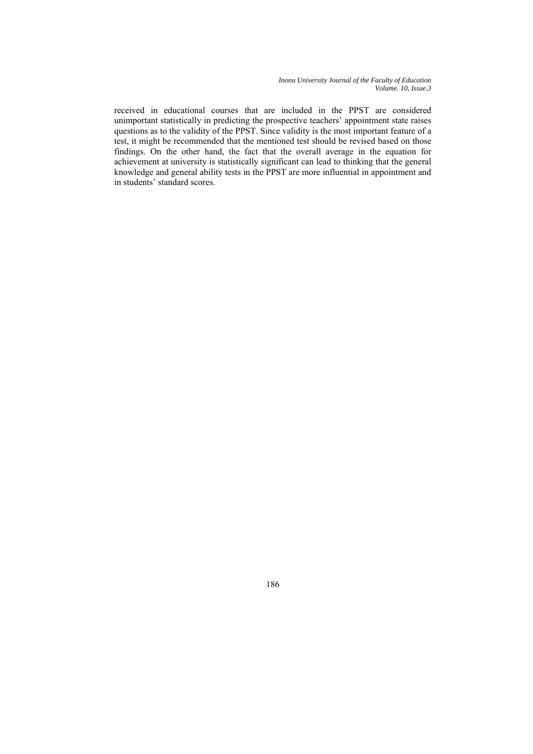received in educational courses that are included in the PPST are considered unimportant statistically in predicting the prospective teachers' appointment state raises questions as to the validity of the PPST. Since validity is the most important feature of a test, it might be recommended that the mentioned test should be revised based on those findings. On the other hand, the fact that the overall average in the equation for achievement at university is statistically significant can lead to thinking that the general knowledge and general ability tests in the PPST are more influential in appointment and in students' standard scores.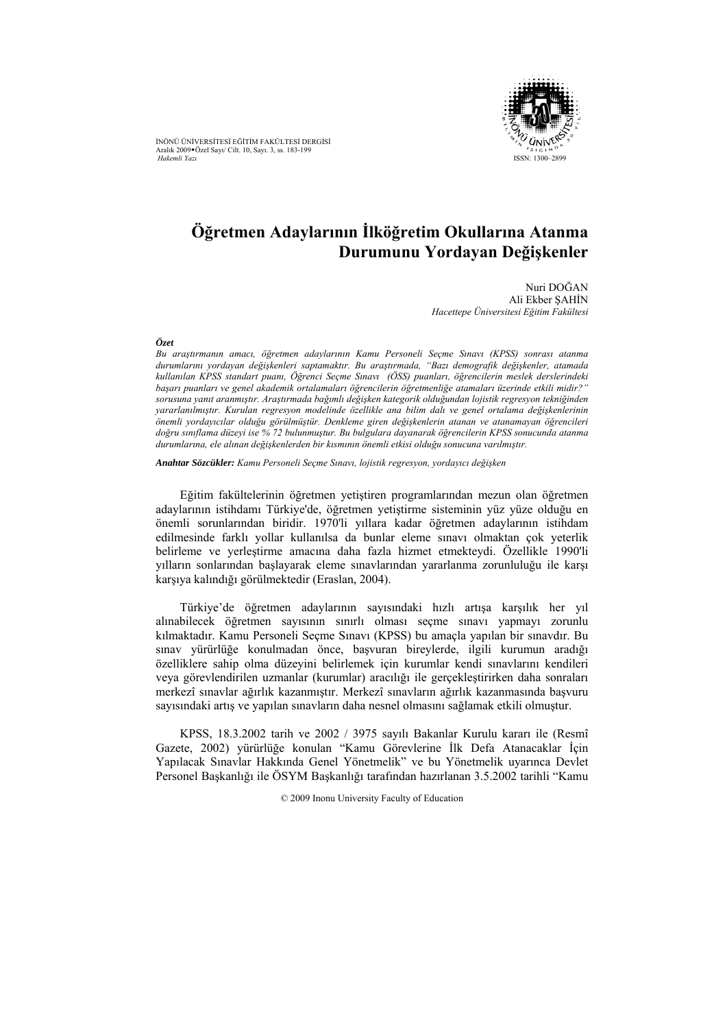# Öğretmen Adaylarının İlköğretim Okullarına Atanma Durumunu Yordayan Değişkenler

Nuri DOĞAN
Ali Ekber ŞAHİN
*Hacettepe Üniversitesi Eğitim Fakültesi*

***Özet***

*Bu araştırmanın amacı, öğretmen adaylarının Kamu Personeli Seçme Sınavı (KPSS) sonrası atanma durumlarını yordayan değişkenleri saptamaktır. Bu araştırmada, "Bazı demografik değişkenler, atamada kullanılan KPSS standart puanı, Öğrenci Seçme Sınavı (ÖSS) puanları, öğrencilerin meslek derslerindeki başarı puanları ve genel akademik ortalamaları öğrencilerin öğretmenliğe atamaları üzerinde etkili midir?" sorusuna yanıt aranmıştır. Araştırmada bağımlı değişken kategorik olduğundan lojistik regresyon tekniğinden yararlanılmıştır. Kurulan regresyon modelinde özellikle ana bilim dalı ve genel ortalama değişkenlerinin önemli yordayıcılar olduğu görülmüştür. Denkleme giren değişkenlerin atanan ve atanamayan öğrencileri doğru sınıflama düzeyi ise % 72 bulunmuştur. Bu bulgulara dayanarak öğrencilerin KPSS sonucunda atanma durumlarına, ele alınan değişkenlerden bir kısmının önemli etkisi olduğu sonucuna varılmıştır.*

***Anahtar Sözcükler:*** *Kamu Personeli Seçme Sınavı, lojistik regresyon, yordayıcı değişken*

Eğitim fakültelerinin öğretmen yetiştiren programlarından mezun olan öğretmen adaylarının istihdamı Türkiye'de, öğretmen yetiştirme sisteminin yüz yüze olduğu en önemli sorunlarından biridir. 1970'li yıllara kadar öğretmen adaylarının istihdam edilmesinde farklı yollar kullanılsa da bunlar eleme sınavı olmaktan çok yeterlik belirleme ve yerleştirme amacına daha fazla hizmet etmekteydi. Özellikle 1990'li yılların sonlarından başlayarak eleme sınavlarından yararlanma zorunluluğu ile karşı karşıya kalındığı görülmektedir (Eraslan, 2004).

Türkiye'de öğretmen adaylarının sayısındaki hızlı artışa karşılık her yıl alınabilecek öğretmen sayısının sınırlı olması seçme sınavı yapmayı zorunlu kılmaktadır. Kamu Personeli Seçme Sınavı (KPSS) bu amaçla yapılan bir sınavdır. Bu sınav yürürlüğe konulmadan önce, başvuran bireylerde, ilgili kurumun aradığı özelliklere sahip olma düzeyini belirlemek için kurumlar kendi sınavlarını kendileri veya görevlendirilen uzmanlar (kurumlar) aracılığı ile gerçekleştirirken daha sonraları merkezî sınavlar ağırlık kazanmıştır. Merkezî sınavların ağırlık kazanmasında başvuru sayısındaki artış ve yapılan sınavların daha nesnel olmasını sağlamak etkili olmuştur.

KPSS, 18.3.2002 tarih ve 2002 / 3975 sayılı Bakanlar Kurulu kararı ile (Resmî Gazete, 2002) yürürlüğe konulan "Kamu Görevlerine İlk Defa Atanacaklar İçin Yapılacak Sınavlar Hakkında Genel Yönetmelik" ve bu Yönetmelik uyarınca Devlet Personel Başkanlığı ile ÖSYM Başkanlığı tarafından hazırlanan 3.5.2002 tarihli "Kamu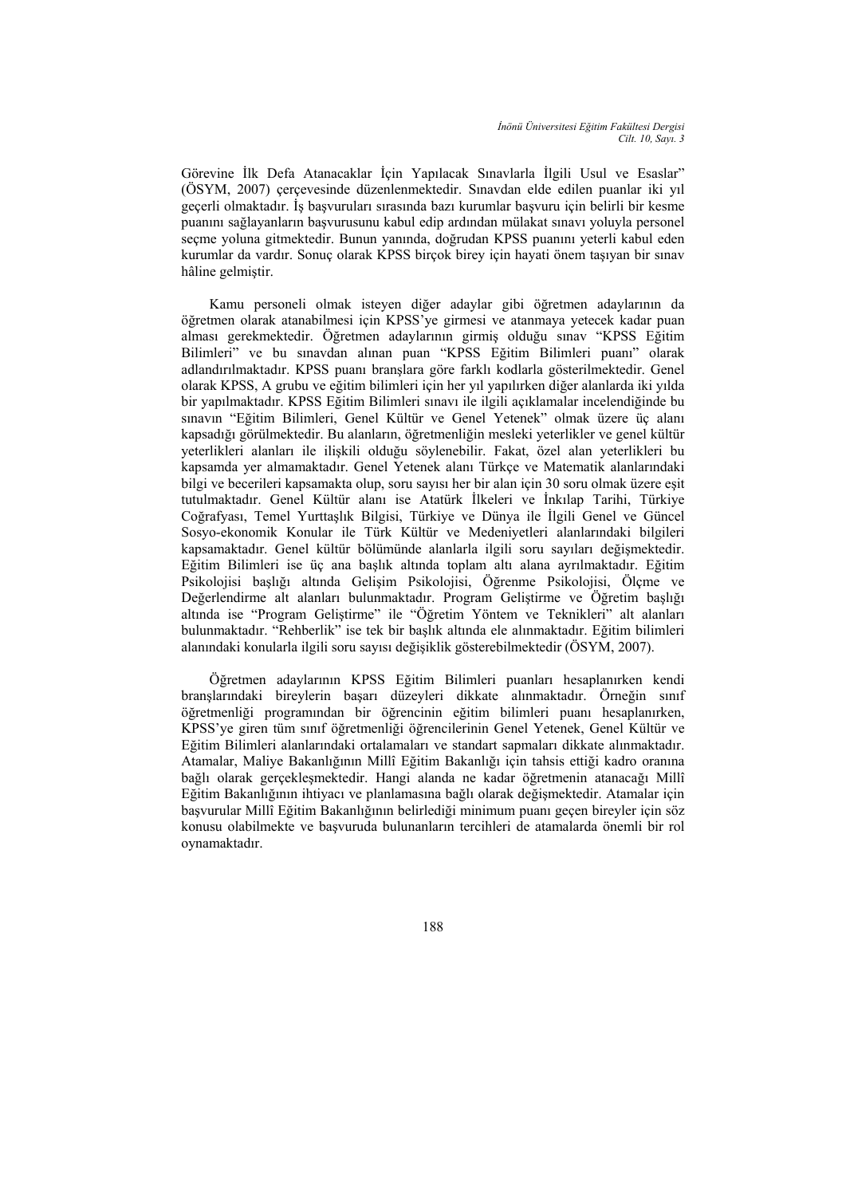Görevine İlk Defa Atanacaklar İçin Yapılacak Sınavlarla İlgili Usul ve Esaslar" (ÖSYM, 2007) çerçevesinde düzenlenmektedir. Sınavdan elde edilen puanlar iki yıl geçerli olmaktadır. İş başvuruları sırasında bazı kurumlar başvuru için belirli bir kesme puanını sağlayanların başvurusunu kabul edip ardından mülakat sınavı yoluyla personel seçme yoluna gitmektedir. Bunun yanında, doğrudan KPSS puanını yeterli kabul eden kurumlar da vardır. Sonuç olarak KPSS birçok birey için hayati önem taşıyan bir sınav hâline gelmiştir.

Kamu personeli olmak isteyen diğer adaylar gibi öğretmen adaylarının da öğretmen olarak atanabilmesi için KPSS'ye girmesi ve atanmaya yetecek kadar puan alması gerekmektedir. Öğretmen adaylarının girmiş olduğu sınav "KPSS Eğitim Bilimleri" ve bu sınavdan alınan puan "KPSS Eğitim Bilimleri puanı" olarak adlandırılmaktadır. KPSS puanı branşlara göre farklı kodlarla gösterilmektedir. Genel olarak KPSS, A grubu ve eğitim bilimleri için her yıl yapılırken diğer alanlarda iki yılda bir yapılmaktadır. KPSS Eğitim Bilimleri sınavı ile ilgili açıklamalar incelendiğinde bu sınavın "Eğitim Bilimleri, Genel Kültür ve Genel Yetenek" olmak üzere üç alanı kapsadığı görülmektedir. Bu alanların, öğretmenliğin mesleki yeterlikler ve genel kültür yeterlikleri alanları ile ilişkili olduğu söylenebilir. Fakat, özel alan yeterlikleri bu kapsamda yer almamaktadır. Genel Yetenek alanı Türkçe ve Matematik alanlarındaki bilgi ve becerileri kapsamakta olup, soru sayısı her bir alan için 30 soru olmak üzere eşit tutulmaktadır. Genel Kültür alanı ise Atatürk İlkeleri ve İnkılap Tarihi, Türkiye Coğrafyası, Temel Yurttaşlık Bilgisi, Türkiye ve Dünya ile İlgili Genel ve Güncel Sosyo-ekonomik Konular ile Türk Kültür ve Medeniyetleri alanlarındaki bilgileri kapsamaktadır. Genel kültür bölümünde alanlarla ilgili soru sayıları değişmektedir. Eğitim Bilimleri ise üç ana başlık altında toplam altı alana ayrılmaktadır. Eğitim Psikolojisi başlığı altında Gelişim Psikolojisi, Öğrenme Psikolojisi, Ölçme ve Değerlendirme alt alanları bulunmaktadır. Program Geliştirme ve Öğretim başlığı altında ise "Program Geliştirme" ile "Öğretim Yöntem ve Teknikleri" alt alanları bulunmaktadır. "Rehberlik" ise tek bir başlık altında ele alınmaktadır. Eğitim bilimleri alanındaki konularla ilgili soru sayısı değişiklik gösterebilmektedir (ÖSYM, 2007).

Öğretmen adaylarının KPSS Eğitim Bilimleri puanları hesaplanırken kendi branşlarındaki bireylerin başarı düzeyleri dikkate alınmaktadır. Örneğin sınıf öğretmenliği programından bir öğrencinin eğitim bilimleri puanı hesaplanırken, KPSS'ye giren tüm sınıf öğretmenliği öğrencilerinin Genel Yetenek, Genel Kültür ve Eğitim Bilimleri alanlarındaki ortalamaları ve standart sapmaları dikkate alınmaktadır. Atamalar, Maliye Bakanlığının Millî Eğitim Bakanlığı için tahsis ettiği kadro oranına bağlı olarak gerçekleşmektedir. Hangi alanda ne kadar öğretmenin atanacağı Millî Eğitim Bakanlığının ihtiyacı ve planlamasına bağlı olarak değişmektedir. Atamalar için başvurular Millî Eğitim Bakanlığının belirlediği minimum puanı geçen bireyler için söz konusu olabilmekte ve başvuruda bulunanların tercihleri de atamalarda önemli bir rol oynamaktadır.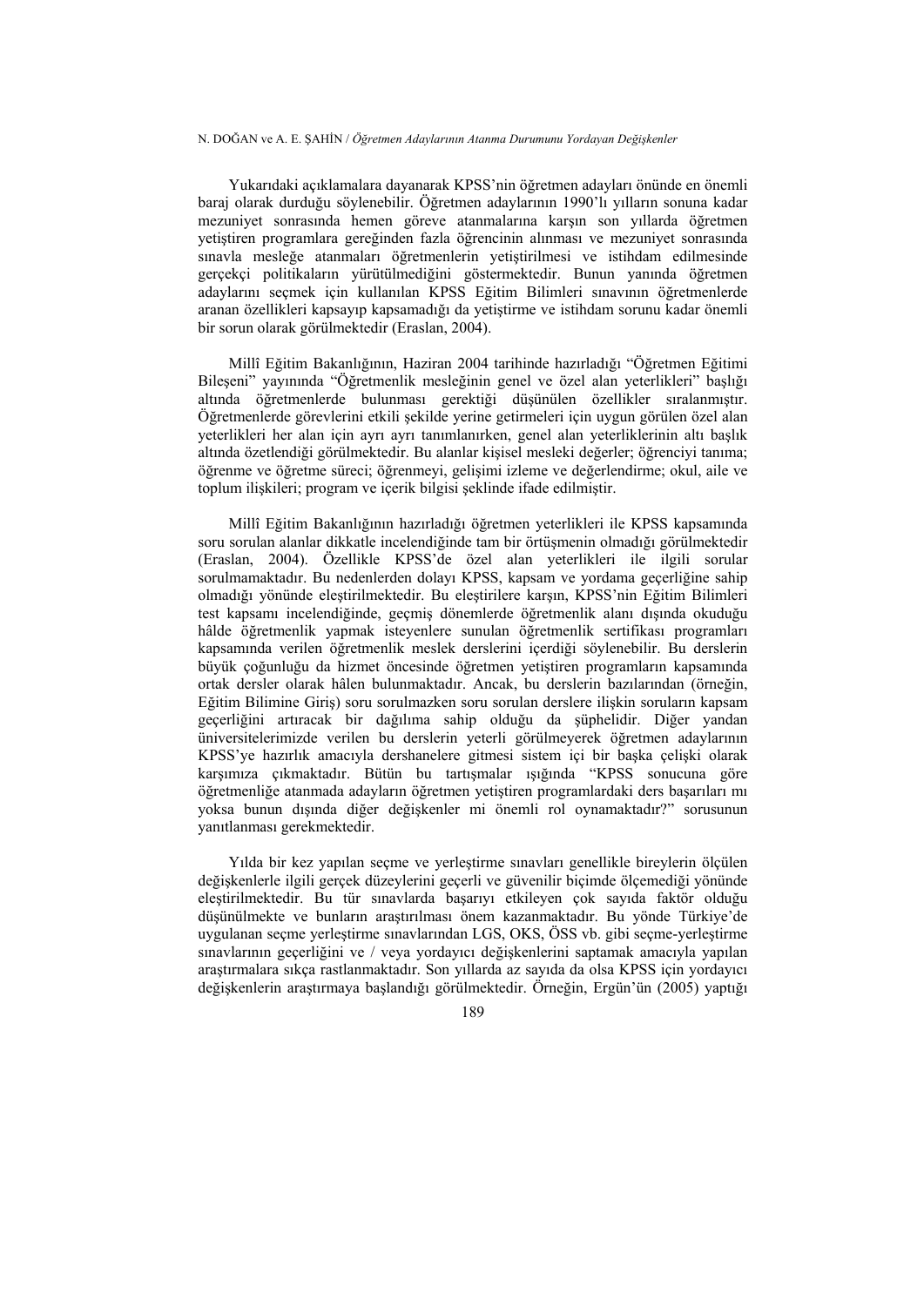Yukarıdaki açıklamalara dayanarak KPSS'nin öğretmen adayları önünde en önemli baraj olarak durduğu söylenebilir. Öğretmen adaylarının 1990'lı yılların sonuna kadar mezuniyet sonrasında hemen göreve atanmalarına karşın son yıllarda öğretmen yetiştiren programlara gereğinden fazla öğrencinin alınması ve mezuniyet sonrasında sınavla mesleğe atanmaları öğretmenlerin yetiştirilmesi ve istihdam edilmesinde gerçekçi politikaların yürütülmediğini göstermektedir. Bunun yanında öğretmen adaylarını seçmek için kullanılan KPSS Eğitim Bilimleri sınavının öğretmenlerde aranan özellikleri kapsayıp kapsamadığı da yetiştirme ve istihdam sorunu kadar önemli bir sorun olarak görülmektedir (Eraslan, 2004).

Millî Eğitim Bakanlığının, Haziran 2004 tarihinde hazırladığı "Öğretmen Eğitimi Bileşeni" yayınında "Öğretmenlik mesleğinin genel ve özel alan yeterlikleri" başlığı altında öğretmenlerde bulunması gerektiği düşünülen özellikler sıralanmıştır. Öğretmenlerde görevlerini etkili şekilde yerine getirmeleri için uygun görülen özel alan yeterlikleri her alan için ayrı ayrı tanımlanırken, genel alan yeterliklerinin altı başlık altında özetlendiği görülmektedir. Bu alanlar kişisel mesleki değerler; öğrenciyi tanıma; öğrenme ve öğretme süreci; öğrenmeyi, gelişimi izleme ve değerlendirme; okul, aile ve toplum ilişkileri; program ve içerik bilgisi şeklinde ifade edilmiştir.

Millî Eğitim Bakanlığının hazırladığı öğretmen yeterlikleri ile KPSS kapsamında soru sorulan alanlar dikkatle incelendiğinde tam bir örtüşmenin olmadığı görülmektedir (Eraslan, 2004). Özellikle KPSS'de özel alan yeterlikleri ile ilgili sorular sorulmamaktadır. Bu nedenlerden dolayı KPSS, kapsam ve yordama geçerliğine sahip olmadığı yönünde eleştirilmektedir. Bu eleştirilere karşın, KPSS'nin Eğitim Bilimleri test kapsamı incelendiğinde, geçmiş dönemlerde öğretmenlik alanı dışında okuduğu hâlde öğretmenlik yapmak isteyenlere sunulan öğretmenlik sertifikası programları kapsamında verilen öğretmenlik meslek derslerini içerdiği söylenebilir. Bu derslerin büyük çoğunluğu da hizmet öncesinde öğretmen yetiştiren programların kapsamında ortak dersler olarak hâlen bulunmaktadır. Ancak, bu derslerin bazılarından (örneğin, Eğitim Bilimine Giriş) soru sorulmazken soru sorulan derslere ilişkin soruların kapsam geçerliğini artıracak bir dağılıma sahip olduğu da şüphelidir. Diğer yandan üniversitelerimizde verilen bu derslerin yeterli görülmeyerek öğretmen adaylarının KPSS'ye hazırlık amacıyla dershanelere gitmesi sistem içi bir başka çelişki olarak karşımıza çıkmaktadır. Bütün bu tartışmalar ışığında "KPSS sonucuna göre öğretmenliğe atanmada adayların öğretmen yetiştiren programlardaki ders başarıları mı yoksa bunun dışında diğer değişkenler mi önemli rol oynamaktadır?" sorusunun yanıtlanması gerekmektedir.

Yılda bir kez yapılan seçme ve yerleştirme sınavları genellikle bireylerin ölçülen değişkenlerle ilgili gerçek düzeylerini geçerli ve güvenilir biçimde ölçmediği yönünde eleştirilmektedir. Bu tür sınavlarda başarıyı etkileyen çok sayıda faktör olduğu düşünülmekte ve bunların araştırılması önem kazanmaktadır. Bu yönde Türkiye'de uygulanan seçme yerleştirme sınavlarından LGS, OKS, ÖSS vb. gibi seçme-yerleştirme sınavlarının geçerliğini ve / veya yordayıcı değişkenlerini saptamak amacıyla yapılan araştırmalara sıkça rastlanmaktadır. Son yıllarda az sayıda da olsa KPSS için yordayıcı değişkenlerin araştırmaya başlandığı görülmektedir. Örneğin, Ergün'ün (2005) yaptığı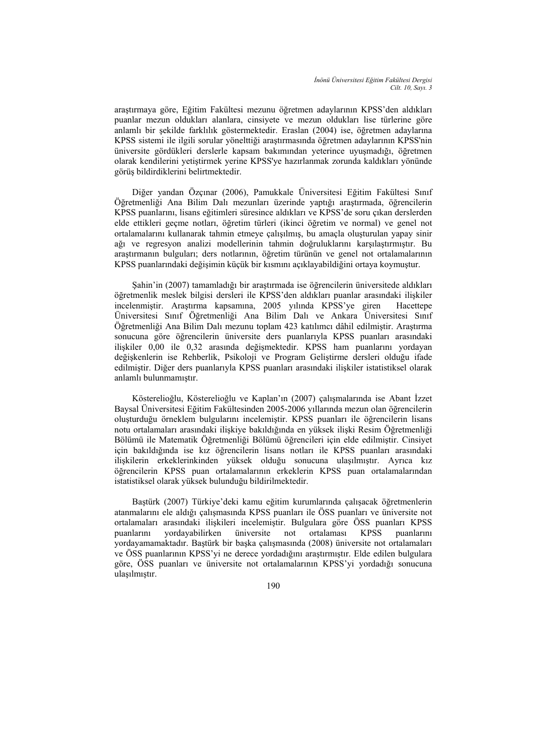araştırmaya göre, Eğitim Fakültesi mezunu öğretmen adaylarının KPSS’den aldıkları puanlar mezun oldukları alanlara, cinsiyete ve mezun oldukları lise türlerine göre anlamlı bir şekilde farklılık göstermektedir. Eraslan (2004) ise, öğretmen adaylarına KPSS sistemi ile ilgili sorular yönelttiği araştırmasında öğretmen adaylarının KPSS'nin üniversite gördükleri derslerle kapsam bakımından yeterince uyuşmadığı, öğretmen olarak kendilerini yetiştirmek yerine KPSS'ye hazırlanmak zorunda kaldıkları yönünde görüş bildirdiklerini belirtmektedir.

Diğer yandan Özçınar (2006), Pamukkale Üniversitesi Eğitim Fakültesi Sınıf Öğretmenliği Ana Bilim Dalı mezunları üzerinde yaptığı araştırmada, öğrencilerin KPSS puanlarını, lisans eğitimleri süresince aldıkları ve KPSS’de soru çıkan derslerden elde ettikleri geçme notları, öğretim türleri (ikinci öğretim ve normal) ve genel not ortalamalarını kullanarak tahmin etmeye çalışılmış, bu amaçla oluşturulan yapay sinir ağı ve regresyon analizi modellerinin tahmin doğruluklarını karşılaştırmıştır. Bu araştırmanın bulguları; ders notlarının, öğretim türünün ve genel not ortalamalarının KPSS puanlarındaki değişimin küçük bir kısmını açıklayabildiğini ortaya koymuştur.

Şahin’in (2007) tamamladığı bir araştırmada ise öğrencilerin üniversitede aldıkları öğretmenlik meslek bilgisi dersleri ile KPSS’den aldıkları puanlar arasındaki ilişkiler incelenmiştir. Araştırma kapsamına, 2005 yılında KPSS’ye giren Hacettepe Üniversitesi Sınıf Öğretmenliği Ana Bilim Dalı ve Ankara Üniversitesi Sınıf Öğretmenliği Ana Bilim Dalı mezunu toplam 423 katılımcı dâhil edilmiştir. Araştırma sonucuna göre öğrencilerin üniversite ders puanlarıyla KPSS puanları arasındaki ilişkiler 0,00 ile 0,32 arasında değişmektedir. KPSS ham puanlarını yordayan değişkenlerin ise Rehberlik, Psikoloji ve Program Geliştirme dersleri olduğu ifade edilmiştir. Diğer ders puanlarıyla KPSS puanları arasındaki ilişkiler istatistiksel olarak anlamlı bulunmamıştır.

Kösterelioğlu, Kösterelioğlu ve Kaplan’ın (2007) çalışmalarında ise Abant İzzet Baysal Üniversitesi Eğitim Fakültesinden 2005-2006 yıllarında mezun olan öğrencilerin oluşturduğu örneklem bulgularını incelemiştir. KPSS puanları ile öğrencilerin lisans notu ortalamaları arasındaki ilişkiye bakıldığında en yüksek ilişki Resim Öğretmenliği Bölümü ile Matematik Öğretmenliği Bölümü öğrencileri için elde edilmiştir. Cinsiyet için bakıldığında ise kız öğrencilerin lisans notları ile KPSS puanları arasındaki ilişkilerin erkeklerinkinden yüksek olduğu sonucuna ulaşılmıştır. Ayrıca kız öğrencilerin KPSS puan ortalamalarının erkeklerin KPSS puan ortalamalarından istatistiksel olarak yüksek bulunduğu bildirilmektedir.

Baştürk (2007) Türkiye’deki kamu eğitim kurumlarında çalışacak öğretmenlerin atanmalarını ele aldığı çalışmasında KPSS puanları ile ÖSS puanları ve üniversite not ortalamaları arasındaki ilişkileri incelemiştir. Bulgulara göre ÖSS puanları KPSS puanlarını yordayabilirken üniversite not ortalaması KPSS puanlarını yordayamamaktadır. Baştürk bir başka çalışmasında (2008) üniversite not ortalamaları ve ÖSS puanlarının KPSS’yi ne derece yordadığını araştırmıştır. Elde edilen bulgulara göre, ÖSS puanları ve üniversite not ortalamalarının KPSS’yi yordadığı sonucuna ulaşılmıştır.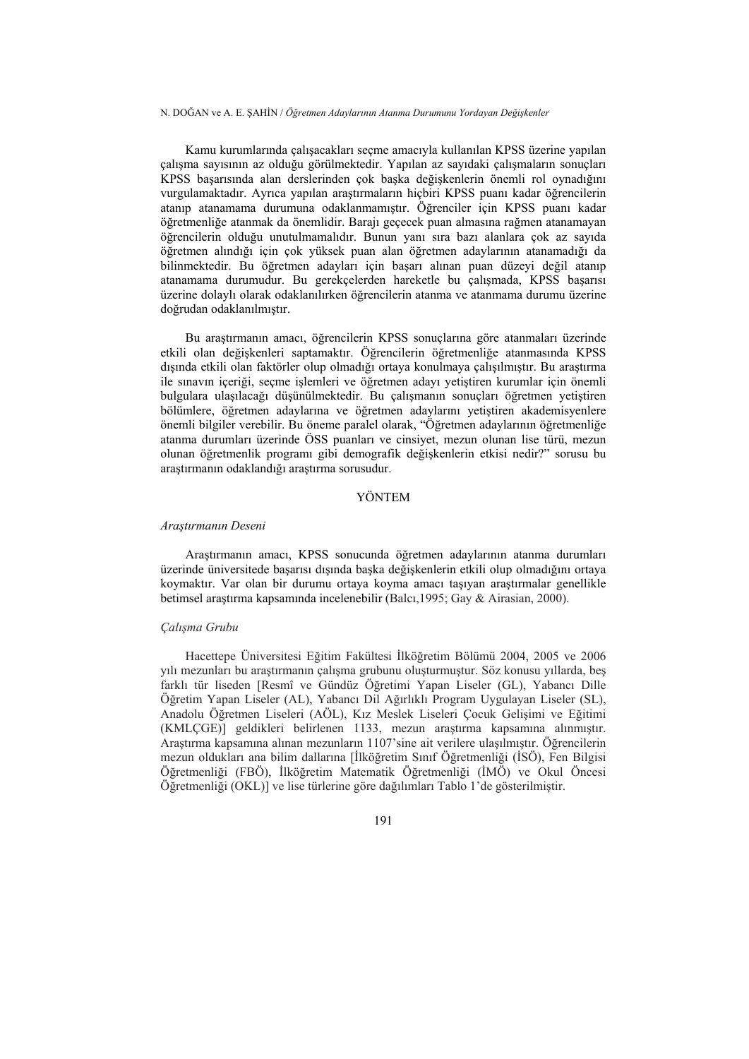Kamu kurumlarında çalışacakları seçme amacıyla kullanılan KPSS üzerine yapılan çalışma sayısının az olduğu görülmektedir. Yapılan az sayıdaki çalışmaların sonuçları KPSS başarısında alan derslerinden çok başka değişkenlerin önemli rol oynadığını vurgulamaktadır. Ayrıca yapılan araştırmaların hiçbiri KPSS puanı kadar öğrencilerin atanıp atanamama durumuna odaklanmamıştır. Öğrenciler için KPSS puanı kadar öğretmenliğe atanmak da önemlidir. Barajı geçecek puan almasına rağmen atanamayan öğrencilerin olduğu unutulmamalıdır. Bunun yanı sıra bazı alanlara çok az sayıda öğretmen alındığı için çok yüksek puan alan öğretmen adaylarının atanamadığı da bilinmektedir. Bu öğretmen adayları için başarı alınan puan düzeyi değil atanıp atanamama durumudur. Bu gerekçelerden hareketle bu çalışmada, KPSS başarısı üzerine dolaylı olarak odaklanılırken öğrencilerin atanma ve atanmama durumu üzerine doğrudan odaklanılmıştır.

Bu araştırmanın amacı, öğrencilerin KPSS sonuçlarına göre atanmaları üzerinde etkili olan değişkenleri saptamaktır. Öğrencilerin öğretmenliğe atanmasında KPSS dışında etkili olan faktörler olup olmadığı ortaya konulmaya çalışılmıştır. Bu araştırma ile sınavın içeriği, seçme işlemleri ve öğretmen adayı yetiştiren kurumlar için önemli bulgulara ulaşılacağı düşünülmektedir. Bu çalışmanın sonuçları öğretmen yetiştiren bölümlere, öğretmen adaylarına ve öğretmen adaylarını yetiştiren akademisyenlere önemli bilgiler verebilir. Bu öneme paralel olarak, "Öğretmen adaylarının öğretmenliğe atanma durumları üzerinde ÖSS puanları ve cinsiyet, mezun olunan lise türü, mezun olunan öğretmenlik programı gibi demografik değişkenlerin etkisi nedir?" sorusu bu araştırmanın odaklandığı araştırma sorusudur.

## YÖNTEM

### *Araştırmanın Deseni*

Araştırmanın amacı, KPSS sonucunda öğretmen adaylarının atanma durumları üzerinde üniversitede başarısı dışında başka değişkenlerin etkili olup olmadığını ortaya koymaktır. Var olan bir durumu ortaya koyma amacı taşıyan araştırmalar genellikle betimsel araştırma kapsamında incelenebilir (Balcı,1995; Gay & Airasian, 2000).

### *Çalışma Grubu*

Hacettepe Üniversitesi Eğitim Fakültesi İlköğretim Bölümü 2004, 2005 ve 2006 yılı mezunları bu araştırmanın çalışma grubunu oluşturmuştur. Söz konusu yıllarda, beş farklı tür liseden [Resmî ve Gündüz Öğretimi Yapan Liseler (GL), Yabancı Dille Öğretim Yapan Liseler (AL), Yabancı Dil Ağırlıklı Program Uygulayan Liseler (SL), Anadolu Öğretmen Liseleri (AÖL), Kız Meslek Liseleri Çocuk Gelişimi ve Eğitimi (KMLÇGE)] geldikleri belirlenen 1133, mezun araştırma kapsamına alınmıştır. Araştırma kapsamına alınan mezunların 1107'sine ait verilere ulaşılmıştır. Öğrencilerin mezun oldukları ana bilim dallarına [İlköğretim Sınıf Öğretmenliği (İSÖ), Fen Bilgisi Öğretmenliği (FBÖ), İlköğretim Matematik Öğretmenliği (İMÖ) ve Okul Öncesi Öğretmenliği (OKL)] ve lise türlerine göre dağılımları Tablo 1'de gösterilmiştir.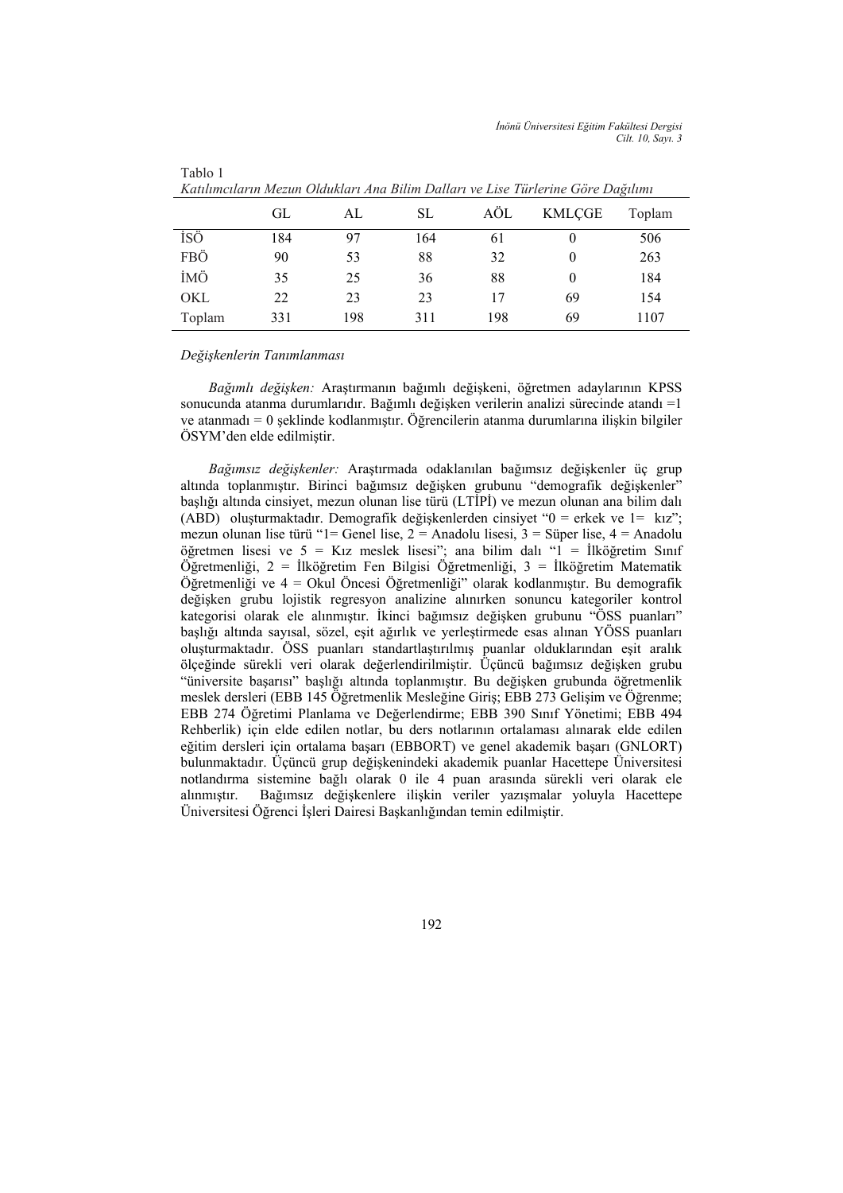Tablo 1

*Katılımcıların Mezun Oldukları Ana Bilim Dalları ve Lise Türlerine Göre Dağılımı*

| | GL | AL | SL | AÖL | KMLÇGE | Toplam |
|---|---|---|---|---|---|---|
| İSÖ | 184 | 97 | 164 | 61 | 0 | 506 |
| FBÖ | 90 | 53 | 88 | 32 | 0 | 263 |
| İMÖ | 35 | 25 | 36 | 88 | 0 | 184 |
| OKL | 22 | 23 | 23 | 17 | 69 | 154 |
| Toplam | 331 | 198 | 311 | 198 | 69 | 1107 |

*Değişkenlerin Tanımlanması*

*Bağımlı değişken:* Araştırmanın bağımlı değişkeni, öğretmen adaylarının KPSS sonucunda atanma durumlarıdır. Bağımlı değişken verilerin analizi sürecinde atandı =1 ve atanmadı = 0 şeklinde kodlanmıştır. Öğrencilerin atanma durumlarına ilişkin bilgiler ÖSYM'den elde edilmiştir.

*Bağımsız değişkenler:* Araştırmada odaklanılan bağımsız değişkenler üç grup altında toplanmıştır. Birinci bağımsız değişken grubunu "demografik değişkenler" başlığı altında cinsiyet, mezun olunan lise türü (LTİPİ) ve mezun olunan ana bilim dalı (ABD) oluşturmaktadır. Demografik değişkenlerden cinsiyet "0 = erkek ve 1= kız"; mezun olunan lise türü "1= Genel lise, 2 = Anadolu lisesi, 3 = Süper lise, 4 = Anadolu öğretmen lisesi ve 5 = Kız meslek lisesi"; ana bilim dalı "1 = İlköğretim Sınıf Öğretmenliği, 2 = İlköğretim Fen Bilgisi Öğretmenliği, 3 = İlköğretim Matematik Öğretmenliği ve 4 = Okul Öncesi Öğretmenliği" olarak kodlanmıştır. Bu demografik değişken grubu lojistik regresyon analizine alınırken sonuncu kategoriler kontrol kategorisi olarak ele alınmıştır. İkinci bağımsız değişken grubunu "ÖSS puanları" başlığı altında sayısal, sözel, eşit ağırlık ve yerleştirmede esas alınan YÖSS puanları oluşturmaktadır. ÖSS puanları standartlaştırılmış puanlar olduklarından eşit aralık ölçeğinde sürekli veri olarak değerlendirilmiştir. Üçüncü bağımsız değişken grubu "üniversite başarısı" başlığı altında toplanmıştır. Bu değişken grubunda öğretmenlik meslek dersleri (EBB 145 Öğretmenlik Mesleğine Giriş; EBB 273 Gelişim ve Öğrenme; EBB 274 Öğretimi Planlama ve Değerlendirme; EBB 390 Sınıf Yönetimi; EBB 494 Rehberlik) için elde edilen notlar, bu ders notlarının ortalaması alınarak elde edilen eğitim dersleri için ortalama başarı (EBBORT) ve genel akademik başarı (GNLORT) bulunmaktadır. Üçüncü grup değişkenindeki akademik puanlar Hacettepe Üniversitesi notlandırma sistemine bağlı olarak 0 ile 4 puan arasında sürekli veri olarak ele alınmıştır. Bağımsız değişkenlere ilişkin veriler yazışmalar yoluyla Hacettepe Üniversitesi Öğrenci İşleri Dairesi Başkanlığından temin edilmiştir.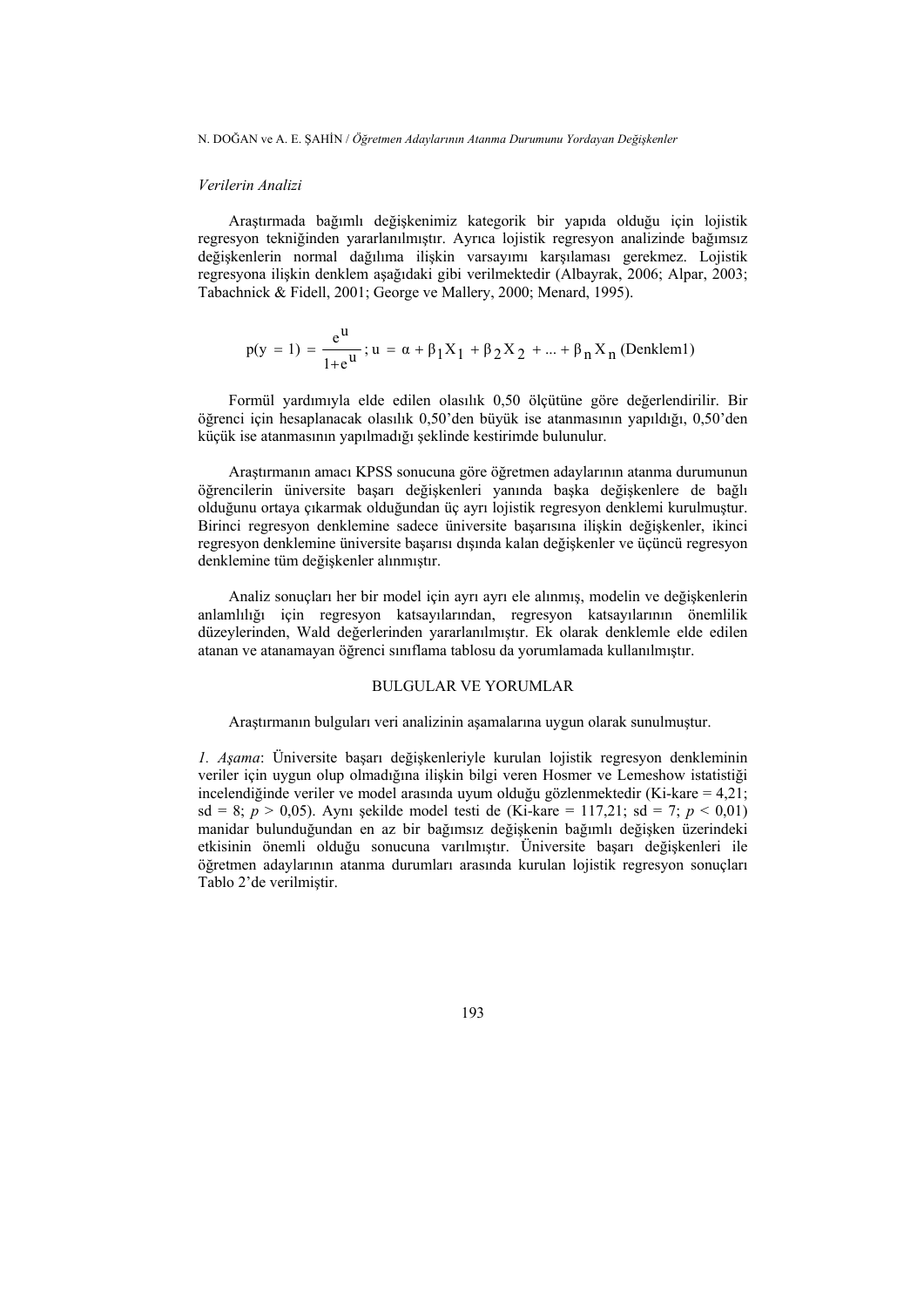*Verilerin Analizi*

Araştırmada bağımlı değişkenimiz kategorik bir yapıda olduğu için lojistik regresyon tekniğinden yararlanılmıştır. Ayrıca lojistik regresyon analizinde bağımsız değişkenlerin normal dağılıma ilişkin varsayımı karşılaması gerekmez. Lojistik regresyona ilişkin denklem aşağıdaki gibi verilmektedir (Albayrak, 2006; Alpar, 2003; Tabachnick & Fidell, 2001; George ve Mallery, 2000; Menard, 1995).

$$p(y = 1) = \frac{e^u}{1+e^u}\ ;\ u = \alpha + \beta_1 X_1 + \beta_2 X_2 + ... + \beta_n X_n \text{ (Denklem1)}$$

Formül yardımıyla elde edilen olasılık 0,50 ölçütüne göre değerlendirilir. Bir öğrenci için hesaplanacak olasılık 0,50'den büyük ise atanmasının yapıldığı, 0,50'den küçük ise atanmasının yapılmadığı şeklinde kestirimde bulunulur.

Araştırmanın amacı KPSS sonucuna göre öğretmen adaylarının atanma durumunun öğrencilerin üniversite başarı değişkenleri yanında başka değişkenlere de bağlı olduğunu ortaya çıkarmak olduğundan üç ayrı lojistik regresyon denklemi kurulmuştur. Birinci regresyon denklemine sadece üniversite başarısına ilişkin değişkenler, ikinci regresyon denklemine üniversite başarısı dışında kalan değişkenler ve üçüncü regresyon denklemine tüm değişkenler alınmıştır.

Analiz sonuçları her bir model için ayrı ayrı ele alınmış, modelin ve değişkenlerin anlamlılığı için regresyon katsayılarından, regresyon katsayılarının önemlilik düzeylerinden, Wald değerlerinden yararlanılmıştır. Ek olarak denklemle elde edilen atanan ve atanamayan öğrenci sınıflama tablosu da yorumlamada kullanılmıştır.

## BULGULAR VE YORUMLAR

Araştırmanın bulguları veri analizinin aşamalarına uygun olarak sunulmuştur.

*1. Aşama*: Üniversite başarı değişkenleriyle kurulan lojistik regresyon denkleminin veriler için uygun olup olmadığına ilişkin bilgi veren Hosmer ve Lemeshow istatistiği incelendiğinde veriler ve model arasında uyum olduğu gözlenmektedir (Ki-kare = 4,21; sd = 8; $p > 0,05$). Aynı şekilde model testi de (Ki-kare = 117,21; sd = 7; $p < 0,01$) manidar bulunduğundan en az bir bağımsız değişkenin bağımlı değişken üzerindeki etkisinin önemli olduğu sonucuna varılmıştır. Üniversite başarı değişkenleri ile öğretmen adaylarının atanma durumları arasında kurulan lojistik regresyon sonuçları Tablo 2'de verilmiştir.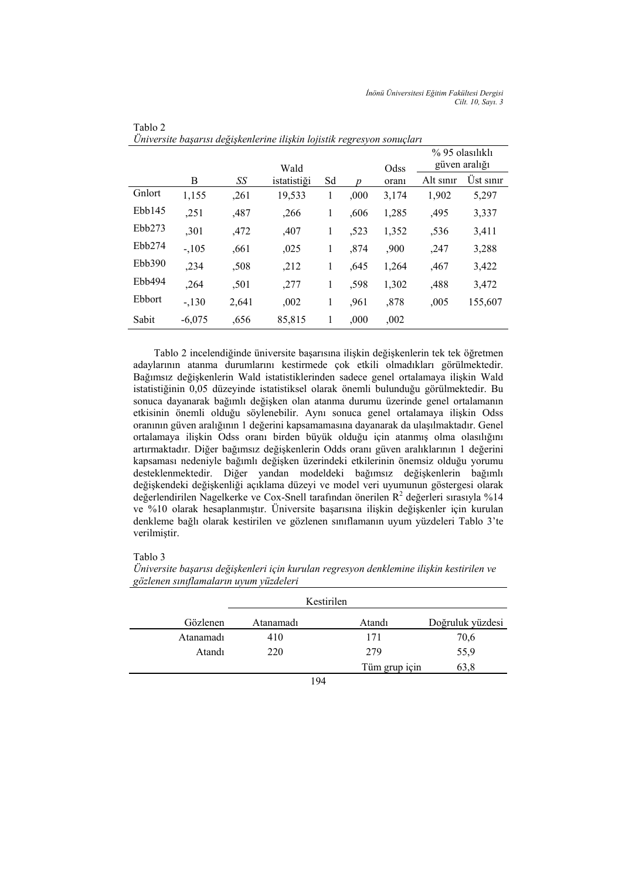Tablo 2

*Üniversite başarısı değişkenlerine ilişkin lojistik regresyon sonuçları*

| | B | *SS* | Wald istatistiği | Sd | *p* | Odss oranı | % 95 olasılıklı güven aralığı | |
|---|---|---|---|---|---|---|---|---|
| | | | | | | | Alt sınır | Üst sınır |
| Gnlort | 1,155 | ,261 | 19,533 | 1 | ,000 | 3,174 | 1,902 | 5,297 |
| Ebb145 | ,251 | ,487 | ,266 | 1 | ,606 | 1,285 | ,495 | 3,337 |
| Ebb273 | ,301 | ,472 | ,407 | 1 | ,523 | 1,352 | ,536 | 3,411 |
| Ebb274 | -,105 | ,661 | ,025 | 1 | ,874 | ,900 | ,247 | 3,288 |
| Ebb390 | ,234 | ,508 | ,212 | 1 | ,645 | 1,264 | ,467 | 3,422 |
| Ebb494 | ,264 | ,501 | ,277 | 1 | ,598 | 1,302 | ,488 | 3,472 |
| Ebbort | -,130 | 2,641 | ,002 | 1 | ,961 | ,878 | ,005 | 155,607 |
| Sabit | -6,075 | ,656 | 85,815 | 1 | ,000 | ,002 | | |

Tablo 2 incelendiğinde üniversite başarısına ilişkin değişkenlerin tek tek öğretmen adaylarının atanma durumlarını kestirmede çok etkili olmadıkları görülmektedir. Bağımsız değişkenlerin Wald istatistiklerinden sadece genel ortalamaya ilişkin Wald istatistiğinin 0,05 düzeyinde istatistiksel olarak önemli bulunduğu görülmektedir. Bu sonuca dayanarak bağımlı değişken olan atanma durumu üzerinde genel ortalamanın etkisinin önemli olduğu söylenebilir. Aynı sonuca genel ortalamaya ilişkin Odss oranının güven aralığının 1 değerini kapsamamasına dayanarak da ulaşılmaktadır. Genel ortalamaya ilişkin Odss oranı birden büyük olduğu için atanmış olma olasılığını artırmaktadır. Diğer bağımsız değişkenlerin Odds oranı güven aralıklarının 1 değerini kapsaması nedeniyle bağımlı değişken üzerindeki etkilerinin önemsiz olduğu yorumu desteklenmektedir. Diğer yandan modeldeki bağımsız değişkenlerin bağımlı değişkendeki değişkenliği açıklama düzeyi ve model veri uyumunun göstergesi olarak değerlendirilen Nagelkerke ve Cox-Snell tarafından önerilen $R^2$ değerleri sırasıyla %14 ve %10 olarak hesaplanmıştır. Üniversite başarısına ilişkin değişkenler için kurulan denkleme bağlı olarak kestirilen ve gözlenen sınıflamanın uyum yüzdeleri Tablo 3'te verilmiştir.

Tablo 3

*Üniversite başarısı değişkenleri için kurulan regresyon denklemine ilişkin kestirilen ve gözlenen sınıflamaların uyum yüzdeleri*

| | Kestirilen | | |
|---|---|---|---|
| Gözlenen | Atanamadı | Atandı | Doğruluk yüzdesi |
| Atanamadı | 410 | 171 | 70,6 |
| Atandı | 220 | 279 | 55,9 |
| | | Tüm grup için | 63,8 |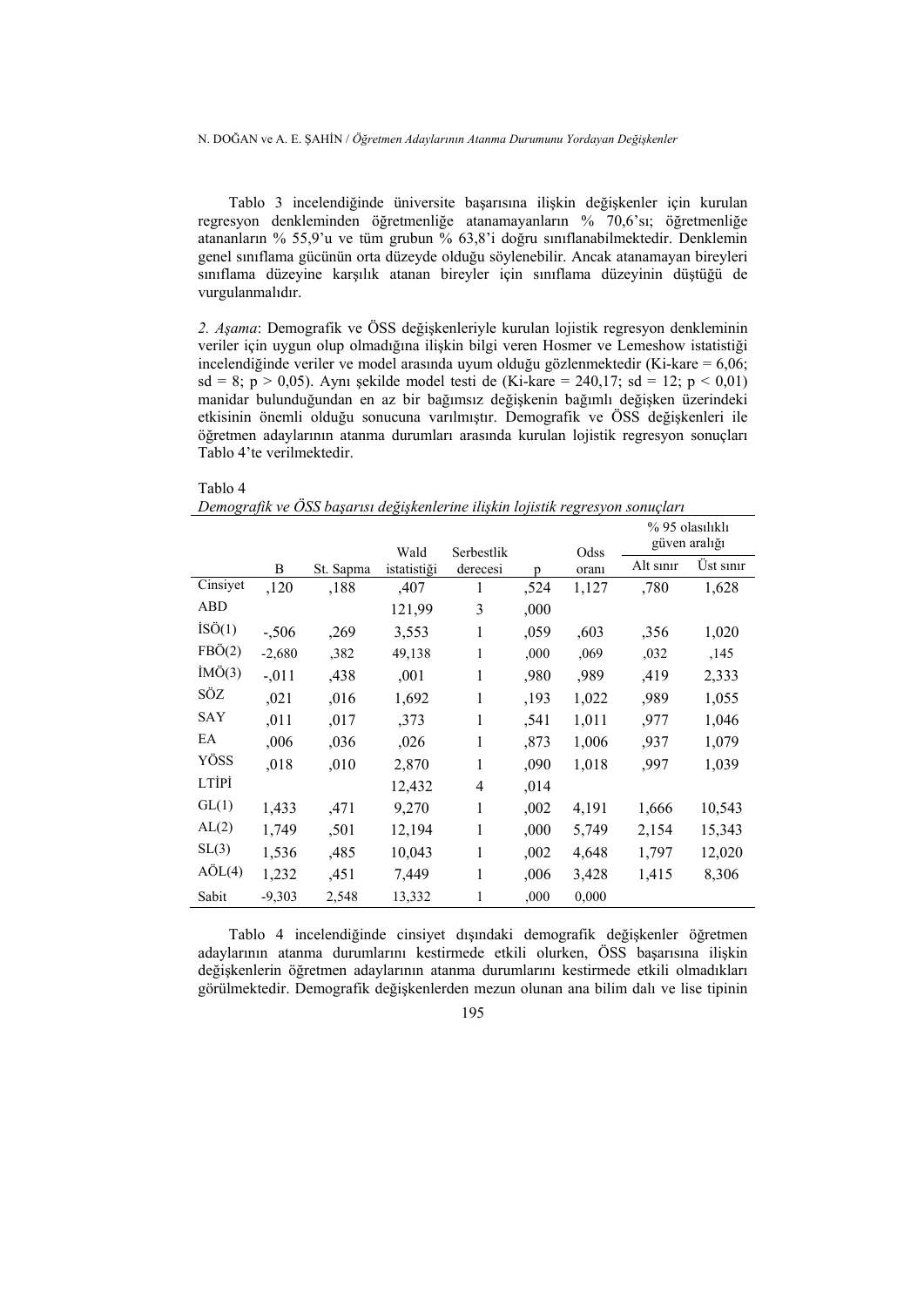Tablo 3 incelendiğinde üniversite başarısına ilişkin değişkenler için kurulan regresyon denkleminden öğretmenliğe atanamayanların % 70,6'sı; öğretmenliğe atananların % 55,9'u ve tüm grubun % 63,8'i doğru sınıflanabilmektedir. Denklemin genel sınıflama gücünün orta düzeyde olduğu söylenebilir. Ancak atanamayan bireyleri sınıflama düzeyine karşılık atanan bireyler için sınıflama düzeyinin düştüğü de vurgulanmalıdır.

*2. Aşama*: Demografik ve ÖSS değişkenleriyle kurulan lojistik regresyon denkleminin veriler için uygun olup olmadığına ilişkin bilgi veren Hosmer ve Lemeshow istatistiği incelendiğinde veriler ve model arasında uyum olduğu gözlenmektedir (Ki-kare = 6,06; sd = 8; p > 0,05). Aynı şekilde model testi de (Ki-kare = 240,17; sd = 12; p < 0,01) manidar bulunduğundan en az bir bağımsız değişkenin bağımlı değişken üzerindeki etkisinin önemli olduğu sonucuna varılmıştır. Demografik ve ÖSS değişkenleri ile öğretmen adaylarının atanma durumları arasında kurulan lojistik regresyon sonuçları Tablo 4'te verilmektedir.

Tablo 4

*Demografik ve ÖSS başarısı değişkenlerine ilişkin lojistik regresyon sonuçları*

| | B | St. Sapma | Wald istatistiği | Serbestlik derecesi | p | Odss oranı | % 95 olasılıklı güven aralığı | |
|---|---|---|---|---|---|---|---|---|
| | | | | | | | Alt sınır | Üst sınır |
| Cinsiyet | ,120 | ,188 | ,407 | 1 | ,524 | 1,127 | ,780 | 1,628 |
| ABD | | | 121,99 | 3 | ,000 | | | |
| İSÖ(1) | -,506 | ,269 | 3,553 | 1 | ,059 | ,603 | ,356 | 1,020 |
| FBÖ(2) | -2,680 | ,382 | 49,138 | 1 | ,000 | ,069 | ,032 | ,145 |
| İMÖ(3) | -,011 | ,438 | ,001 | 1 | ,980 | ,989 | ,419 | 2,333 |
| SÖZ | ,021 | ,016 | 1,692 | 1 | ,193 | 1,022 | ,989 | 1,055 |
| SAY | ,011 | ,017 | ,373 | 1 | ,541 | 1,011 | ,977 | 1,046 |
| EA | ,006 | ,036 | ,026 | 1 | ,873 | 1,006 | ,937 | 1,079 |
| YÖSS | ,018 | ,010 | 2,870 | 1 | ,090 | 1,018 | ,997 | 1,039 |
| LTİPİ | | | 12,432 | 4 | ,014 | | | |
| GL(1) | 1,433 | ,471 | 9,270 | 1 | ,002 | 4,191 | 1,666 | 10,543 |
| AL(2) | 1,749 | ,501 | 12,194 | 1 | ,000 | 5,749 | 2,154 | 15,343 |
| SL(3) | 1,536 | ,485 | 10,043 | 1 | ,002 | 4,648 | 1,797 | 12,020 |
| AÖL(4) | 1,232 | ,451 | 7,449 | 1 | ,006 | 3,428 | 1,415 | 8,306 |
| Sabit | -9,303 | 2,548 | 13,332 | 1 | ,000 | 0,000 | | |

Tablo 4 incelendiğinde cinsiyet dışındaki demografik değişkenler öğretmen adaylarının atanma durumlarını kestirmede etkili olurken, ÖSS başarısına ilişkin değişkenlerin öğretmen adaylarının atanma durumlarını kestirmede etkili olmadıkları görülmektedir. Demografik değişkenlerden mezun olunan ana bilim dalı ve lise tipinin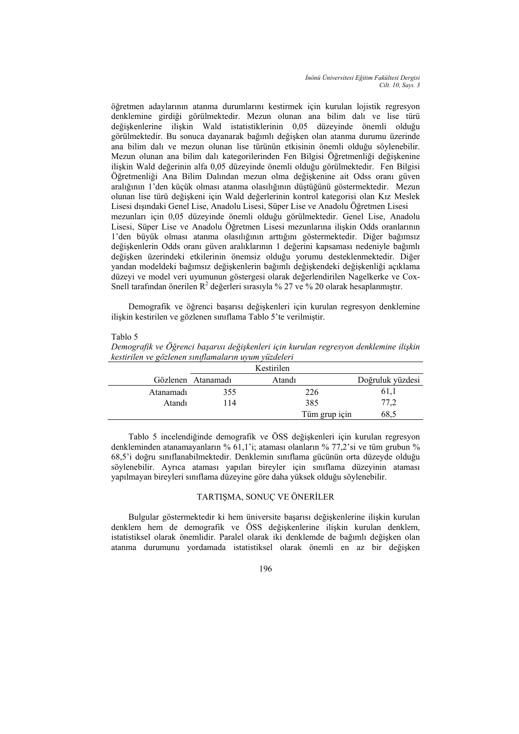öğretmen adaylarının atanma durumlarını kestirmek için kurulan lojistik regresyon denklemine girdiği görülmektedir. Mezun olunan ana bilim dalı ve lise türü değişkenlerine ilişkin Wald istatistiklerinin 0,05 düzeyinde önemli olduğu görülmektedir. Bu sonuca dayanarak bağımlı değişken olan atanma durumu üzerinde ana bilim dalı ve mezun olunan lise türünün etkisinin önemli olduğu söylenebilir. Mezun olunan ana bilim dalı kategorilerinden Fen Bilgisi Öğretmenliği değişkenine ilişkin Wald değerinin alfa 0,05 düzeyinde önemli olduğu görülmektedir. Fen Bilgisi Öğretmenliği Ana Bilim Dalından mezun olma değişkenine ait Odss oranı güven aralığının 1'den küçük olması atanma olasılığının düştüğünü göstermektedir. Mezun olunan lise türü değişkeni için Wald değerlerinin kontrol kategorisi olan Kız Meslek Lisesi dışındaki Genel Lise, Anadolu Lisesi, Süper Lise ve Anadolu Öğretmen Lisesi mezunları için 0,05 düzeyinde önemli olduğu görülmektedir. Genel Lise, Anadolu Lisesi, Süper Lise ve Anadolu Öğretmen Lisesi mezunlarına ilişkin Odds oranlarının 1'den büyük olması atanma olasılığının arttığını göstermektedir. Diğer bağımsız değişkenlerin Odds oranı güven aralıklarının 1 değerini kapsaması nedeniyle bağımlı değişken üzerindeki etkilerinin önemsiz olduğu yorumu desteklenmektedir. Diğer yandan modeldeki bağımsız değişkenlerin bağımlı değişkendeki değişkenliği açıklama düzeyi ve model veri uyumunun göstergesi olarak değerlendirilen Nagelkerke ve Cox-Snell tarafından önerilen $R^2$ değerleri sırasıyla % 27 ve % 20 olarak hesaplanmıştır.

Demografik ve öğrenci başarısı değişkenleri için kurulan regresyon denklemine ilişkin kestirilen ve gözlenen sınıflama Tablo 5'te verilmiştir.

Tablo 5

*Demografik ve Öğrenci başarısı değişkenleri için kurulan regresyon denklemine ilişkin kestirilen ve gözlenen sınıflamaların uyum yüzdeleri*

| | Kestirilen | | |
|---|---|---|---|
| Gözlenen | Atanamadı | Atandı | Doğruluk yüzdesi |
| Atanamadı | 355 | 226 | 61,1 |
| Atandı | 114 | 385 | 77,2 |
| | | Tüm grup için | 68,5 |

Tablo 5 incelendiğinde demografik ve ÖSS değişkenleri için kurulan regresyon denkleminden atanamayanların % 61,1'i; ataması olanların % 77,2'si ve tüm grubun % 68,5'i doğru sınıflanabilmektedir. Denklemin sınıflama gücünün orta düzeyde olduğu söylenebilir. Ayrıca ataması yapılan bireyler için sınıflama düzeyinin ataması yapılmayan bireyleri sınıflama düzeyine göre daha yüksek olduğu söylenebilir.

## TARTIŞMA, SONUÇ VE ÖNERİLER

Bulgular göstermektedir ki hem üniversite başarısı değişkenlerine ilişkin kurulan denklem hem de demografik ve ÖSS değişkenlerine ilişkin kurulan denklem, istatistiksel olarak önemlidir. Paralel olarak iki denklemde de bağımlı değişken olan atanma durumunu yordamada istatistiksel olarak önemli en az bir değişken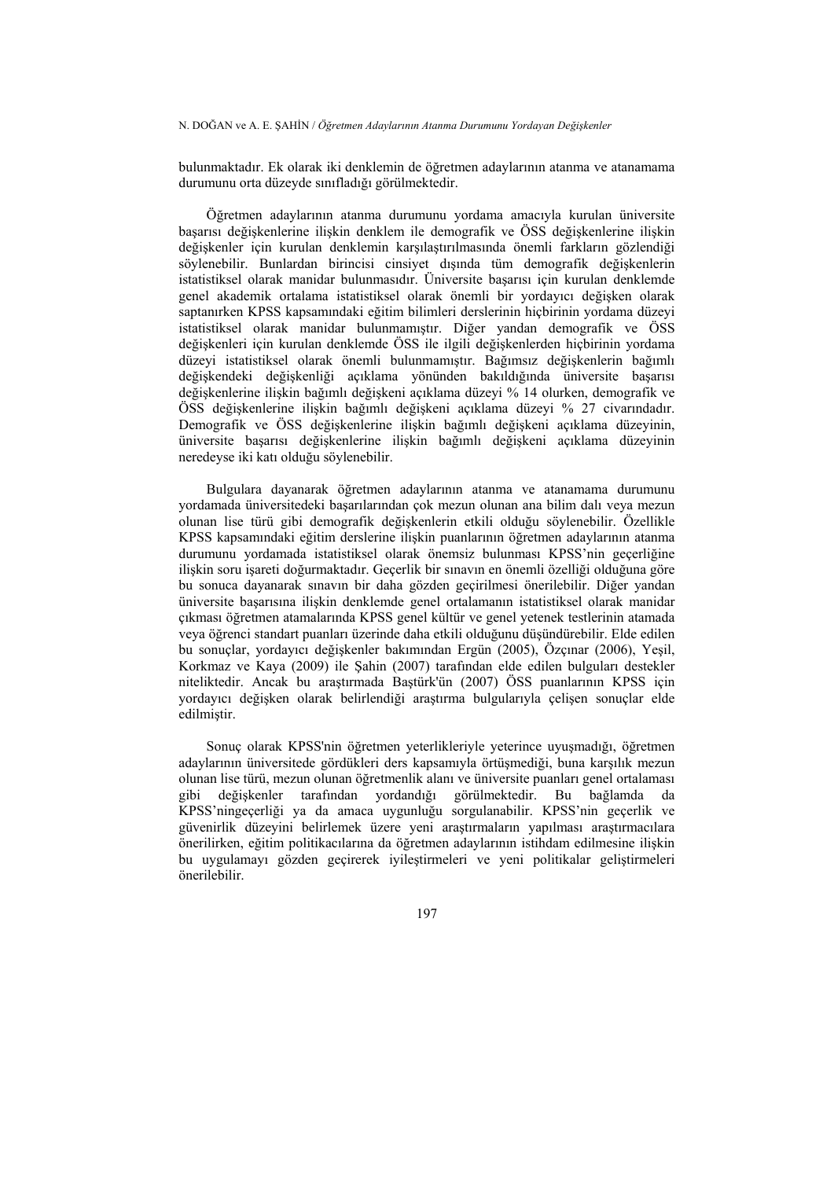bulunmaktadır. Ek olarak iki denklemin de öğretmen adaylarının atanma ve atanamama durumunu orta düzeyde sınıfladığı görülmektedir.

Öğretmen adaylarının atanma durumunu yordama amacıyla kurulan üniversite başarısı değişkenlerine ilişkin denklem ile demografik ve ÖSS değişkenlerine ilişkin değişkenler için kurulan denklemin karşılaştırılmasında önemli farkların gözlendiği söylenebilir. Bunlardan birincisi cinsiyet dışında tüm demografik değişkenlerin istatistiksel olarak manidar bulunmasıdır. Üniversite başarısı için kurulan denklemde genel akademik ortalama istatistiksel olarak önemli bir yordayıcı değişken olarak saptanırken KPSS kapsamındaki eğitim bilimleri derslerinin hiçbirinin yordama düzeyi istatistiksel olarak manidar bulunmamıştır. Diğer yandan demografik ve ÖSS değişkenleri için kurulan denklemde ÖSS ile ilgili değişkenlerden hiçbirinin yordama düzeyi istatistiksel olarak önemli bulunmamıştır. Bağımsız değişkenlerin bağımlı değişkendeki değişkenliği açıklama yönünden bakıldığında üniversite başarısı değişkenlerine ilişkin bağımlı değişkeni açıklama düzeyi % 14 olurken, demografik ve ÖSS değişkenlerine ilişkin bağımlı değişkeni açıklama düzeyi % 27 civarındadır. Demografik ve ÖSS değişkenlerine ilişkin bağımlı değişkeni açıklama düzeyinin, üniversite başarısı değişkenlerine ilişkin bağımlı değişkeni açıklama düzeyinin neredeyse iki katı olduğu söylenebilir.

Bulgulara dayanarak öğretmen adaylarının atanma ve atanamama durumunu yordamada üniversitedeki başarılarından çok mezun olunan ana bilim dalı veya mezun olunan lise türü gibi demografik değişkenlerin etkili olduğu söylenebilir. Özellikle KPSS kapsamındaki eğitim derslerine ilişkin puanlarının öğretmen adaylarının atanma durumunu yordamada istatistiksel olarak önemsiz bulunması KPSS'nin geçerliğine ilişkin soru işareti doğurmaktadır. Geçerlik bir sınavın en önemli özelliği olduğuna göre bu sonuca dayanarak sınavın bir daha gözden geçirilmesi önerilebilir. Diğer yandan üniversite başarısına ilişkin denklemde genel ortalamanın istatistiksel olarak manidar çıkması öğretmen atamalarında KPSS genel kültür ve genel yetenek testlerinin atamada veya öğrenci standart puanları üzerinde daha etkili olduğunu düşündürebilir. Elde edilen bu sonuçlar, yordayıcı değişkenler bakımından Ergün (2005), Özçınar (2006), Yeşil, Korkmaz ve Kaya (2009) ile Şahin (2007) tarafından elde edilen bulguları destekler niteliktedir. Ancak bu araştırmada Baştürk'ün (2007) ÖSS puanlarının KPSS için yordayıcı değişken olarak belirlendiği araştırma bulgularıyla çelişen sonuçlar elde edilmiştir.

Sonuç olarak KPSS'nin öğretmen yeterlikleriyle yeterince uyuşmadığı, öğretmen adaylarının üniversitede gördükleri ders kapsamıyla örtüşmediği, buna karşılık mezun olunan lise türü, mezun olunan öğretmenlik alanı ve üniversite puanları genel ortalaması gibi değişkenler tarafından yordandığı görülmektedir. Bu bağlamda da KPSS'ningeçerliği ya da amaca uygunluğu sorgulanabilir. KPSS'nin geçerlik ve güvenirlik düzeyini belirlemek üzere yeni araştırmaların yapılması araştırmacılara önerilirken, eğitim politikacılarına da öğretmen adaylarının istihdam edilmesine ilişkin bu uygulamayı gözden geçirerek iyileştirmeleri ve yeni politikalar geliştirmeleri önerilebilir.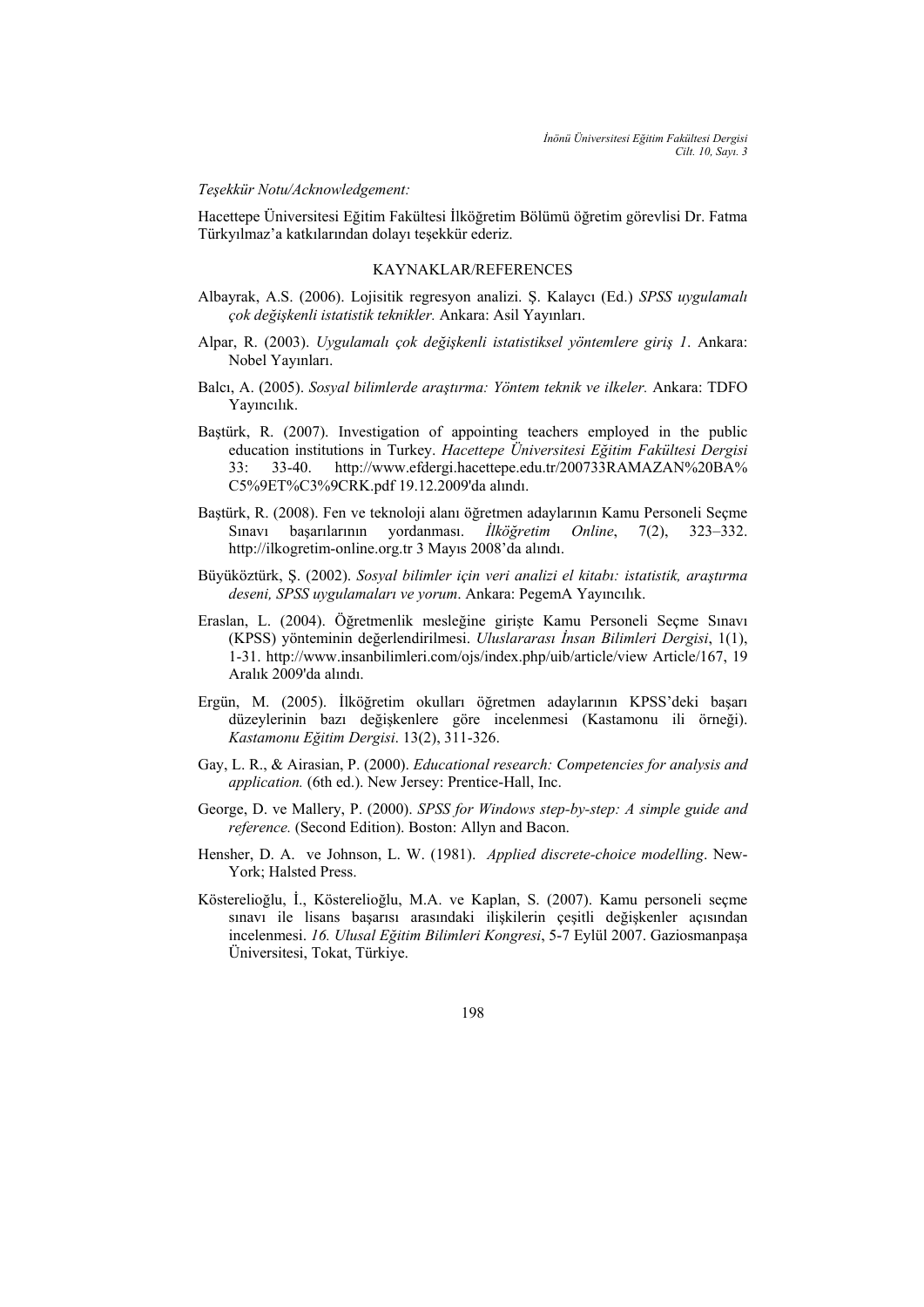*Teşekkür Notu/Acknowledgement:*

Hacettepe Üniversitesi Eğitim Fakültesi İlköğretim Bölümü öğretim görevlisi Dr. Fatma Türkyılmaz'a katkılarından dolayı teşekkür ederiz.

## KAYNAKLAR/REFERENCES

Albayrak, A.S. (2006). Lojisitik regresyon analizi. Ş. Kalaycı (Ed.) *SPSS uygulamalı çok değişkenli istatistik teknikler.* Ankara: Asil Yayınları.

Alpar, R. (2003). *Uygulamalı çok değişkenli istatistiksel yöntemlere giriş 1*. Ankara: Nobel Yayınları.

Balcı, A. (2005). *Sosyal bilimlerde araştırma: Yöntem teknik ve ilkeler.* Ankara: TDFO Yayıncılık.

Baştürk, R. (2007). Investigation of appointing teachers employed in the public education institutions in Turkey. *Hacettepe Üniversitesi Eğitim Fakültesi Dergisi* 33: 33-40. http://www.efdergi.hacettepe.edu.tr/200733RAMAZAN%20BA%C5%9ET%C3%9CRK.pdf 19.12.2009'da alındı.

Baştürk, R. (2008). Fen ve teknoloji alanı öğretmen adaylarının Kamu Personeli Seçme Sınavı başarılarının yordanması. *İlköğretim Online*, 7(2), 323–332. http://ilkogretim-online.org.tr 3 Mayıs 2008'da alındı.

Büyüköztürk, Ş. (2002). *Sosyal bilimler için veri analizi el kitabı: istatistik, araştırma deseni, SPSS uygulamaları ve yorum*. Ankara: PegemA Yayıncılık.

Eraslan, L. (2004). Öğretmenlik mesleğine girişte Kamu Personeli Seçme Sınavı (KPSS) yönteminin değerlendirilmesi. *Uluslararası İnsan Bilimleri Dergisi*, 1(1), 1-31. http://www.insanbilimleri.com/ojs/index.php/uib/article/view Article/167, 19 Aralık 2009'da alındı.

Ergün, M. (2005). İlköğretim okulları öğretmen adaylarının KPSS'deki başarı düzeylerinin bazı değişkenlere göre incelenmesi (Kastamonu ili örneği). *Kastamonu Eğitim Dergisi*. 13(2), 311-326.

Gay, L. R., & Airasian, P. (2000). *Educational research: Competencies for analysis and application.* (6th ed.). New Jersey: Prentice-Hall, Inc.

George, D. ve Mallery, P. (2000). *SPSS for Windows step-by-step: A simple guide and reference.* (Second Edition). Boston: Allyn and Bacon.

Hensher, D. A. ve Johnson, L. W. (1981). *Applied discrete-choice modelling*. New-York; Halsted Press.

Kösterelioğlu, İ., Kösterelioğlu, M.A. ve Kaplan, S. (2007). Kamu personeli seçme sınavı ile lisans başarısı arasındaki ilişkilerin çeşitli değişkenler açısından incelenmesi. *16. Ulusal Eğitim Bilimleri Kongresi*, 5-7 Eylül 2007. Gaziosmanpaşa Üniversitesi, Tokat, Türkiye.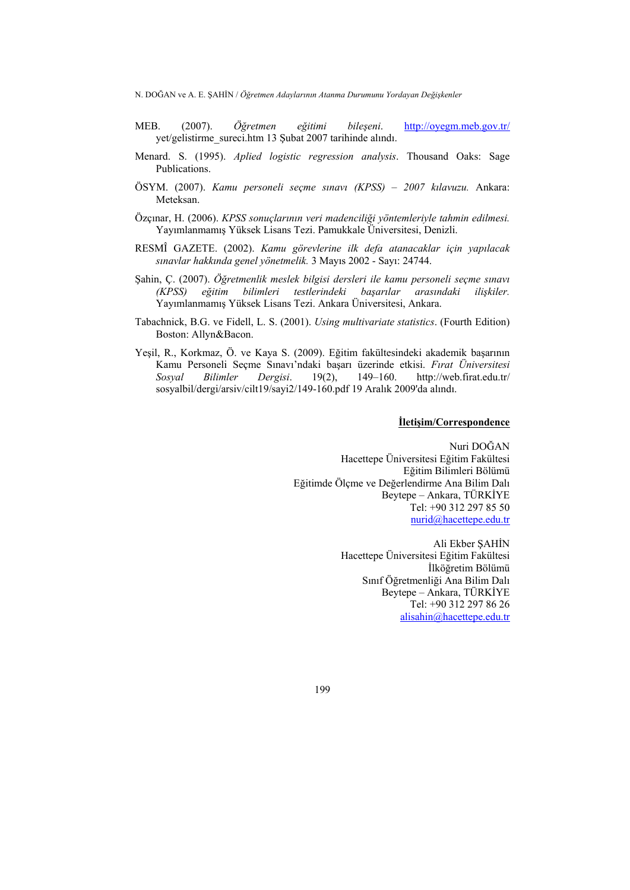MEB. (2007). *Öğretmen eğitimi bileşeni*. http://oyegm.meb.gov.tr/yet/gelistirme_sureci.htm 13 Şubat 2007 tarihinde alındı.

Menard. S. (1995). *Aplied logistic regression analysis*. Thousand Oaks: Sage Publications.

ÖSYM. (2007). *Kamu personeli seçme sınavı (KPSS) – 2007 kılavuzu.* Ankara: Meteksan.

Özçınar, H. (2006). *KPSS sonuçlarının veri madenciliği yöntemleriyle tahmin edilmesi.* Yayımlanmamış Yüksek Lisans Tezi. Pamukkale Üniversitesi, Denizli.

RESMÎ GAZETE. (2002). *Kamu görevlerine ilk defa atanacaklar için yapılacak sınavlar hakkında genel yönetmelik.* 3 Mayıs 2002 - Sayı: 24744.

Şahin, Ç. (2007). *Öğretmenlik meslek bilgisi dersleri ile kamu personeli seçme sınavı (KPSS) eğitim bilimleri testlerindeki başarılar arasındaki ilişkiler.* Yayımlanmamış Yüksek Lisans Tezi. Ankara Üniversitesi, Ankara.

Tabachnick, B.G. ve Fidell, L. S. (2001). *Using multivariate statistics*. (Fourth Edition) Boston: Allyn&Bacon.

Yeşil, R., Korkmaz, Ö. ve Kaya S. (2009). Eğitim fakültesindeki akademik başarının Kamu Personeli Seçme Sınavı'ndaki başarı üzerinde etkisi. *Fırat Üniversitesi Sosyal Bilimler Dergisi*. 19(2), 149–160. http://web.firat.edu.tr/sosyalbil/dergi/arsiv/cilt19/sayi2/149-160.pdf 19 Aralık 2009'da alındı.

**İletişim/Correspondence**

Nuri DOĞAN
Hacettepe Üniversitesi Eğitim Fakültesi
Eğitim Bilimleri Bölümü
Eğitimde Ölçme ve Değerlendirme Ana Bilim Dalı
Beytepe – Ankara, TÜRKİYE
Tel: +90 312 297 85 50
nurid@hacettepe.edu.tr

Ali Ekber ŞAHİN
Hacettepe Üniversitesi Eğitim Fakültesi
İlköğretim Bölümü
Sınıf Öğretmenliği Ana Bilim Dalı
Beytepe – Ankara, TÜRKİYE
Tel: +90 312 297 86 26
alisahin@hacettepe.edu.tr